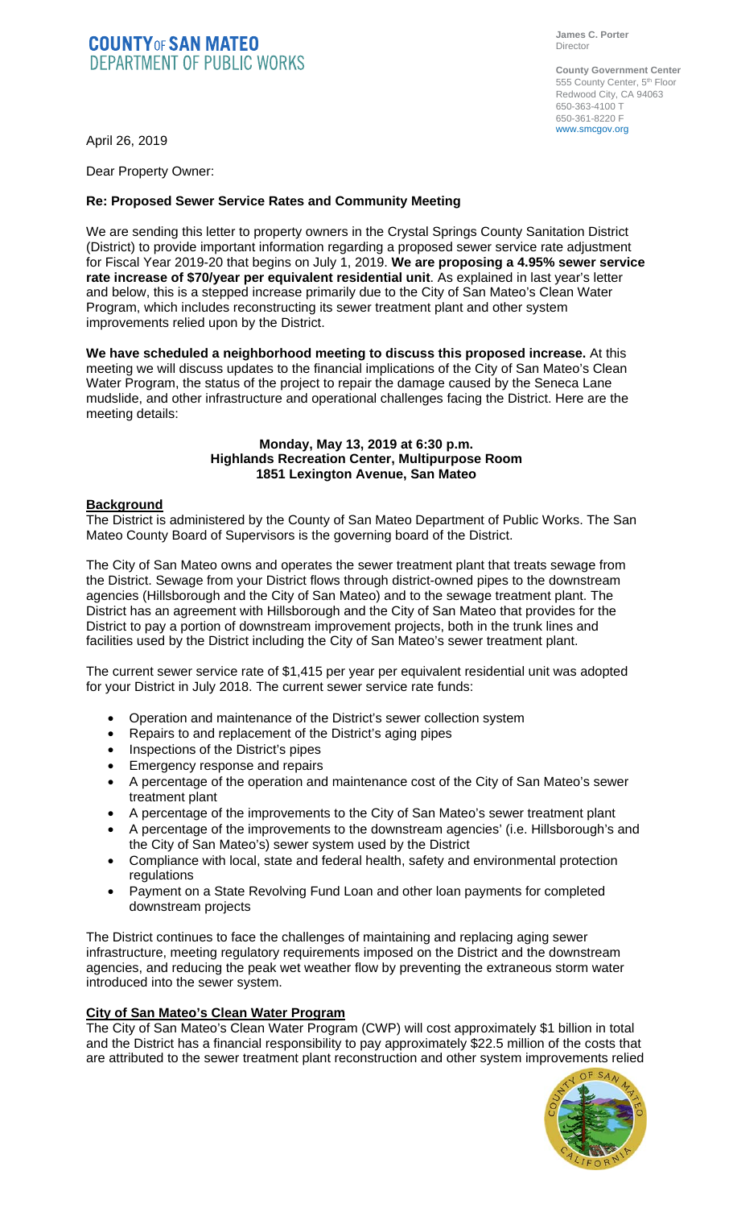**COUNTY OF SAN MATEO**
**DEPARTMENT OF PUBLIC WORKS**

**James C. Porter**
Director

**County Government Center**
555 County Center, 5th Floor
Redwood City, CA 94063
650-363-4100 T
650-361-8220 F
www.smcgov.org

April 26, 2019

Dear Property Owner:

**Re: Proposed Sewer Service Rates and Community Meeting**

We are sending this letter to property owners in the Crystal Springs County Sanitation District (District) to provide important information regarding a proposed sewer service rate adjustment for Fiscal Year 2019-20 that begins on July 1, 2019. **We are proposing a 4.95% sewer service rate increase of $70/year per equivalent residential unit**. As explained in last year's letter and below, this is a stepped increase primarily due to the City of San Mateo's Clean Water Program, which includes reconstructing its sewer treatment plant and other system improvements relied upon by the District.

**We have scheduled a neighborhood meeting to discuss this proposed increase.** At this meeting we will discuss updates to the financial implications of the City of San Mateo's Clean Water Program, the status of the project to repair the damage caused by the Seneca Lane mudslide, and other infrastructure and operational challenges facing the District. Here are the meeting details:

**Monday, May 13, 2019 at 6:30 p.m.**
**Highlands Recreation Center, Multipurpose Room**
**1851 Lexington Avenue, San Mateo**

## Background

The District is administered by the County of San Mateo Department of Public Works. The San Mateo County Board of Supervisors is the governing board of the District.

The City of San Mateo owns and operates the sewer treatment plant that treats sewage from the District. Sewage from your District flows through district-owned pipes to the downstream agencies (Hillsborough and the City of San Mateo) and to the sewage treatment plant. The District has an agreement with Hillsborough and the City of San Mateo that provides for the District to pay a portion of downstream improvement projects, both in the trunk lines and facilities used by the District including the City of San Mateo's sewer treatment plant.

The current sewer service rate of $1,415 per year per equivalent residential unit was adopted for your District in July 2018. The current sewer service rate funds:

- Operation and maintenance of the District's sewer collection system
- Repairs to and replacement of the District's aging pipes
- Inspections of the District's pipes
- Emergency response and repairs
- A percentage of the operation and maintenance cost of the City of San Mateo's sewer treatment plant
- A percentage of the improvements to the City of San Mateo's sewer treatment plant
- A percentage of the improvements to the downstream agencies' (i.e. Hillsborough's and the City of San Mateo's) sewer system used by the District
- Compliance with local, state and federal health, safety and environmental protection regulations
- Payment on a State Revolving Fund Loan and other loan payments for completed downstream projects

The District continues to face the challenges of maintaining and replacing aging sewer infrastructure, meeting regulatory requirements imposed on the District and the downstream agencies, and reducing the peak wet weather flow by preventing the extraneous storm water introduced into the sewer system.

## City of San Mateo's Clean Water Program

The City of San Mateo's Clean Water Program (CWP) will cost approximately $1 billion in total and the District has a financial responsibility to pay approximately $22.5 million of the costs that are attributed to the sewer treatment plant reconstruction and other system improvements relied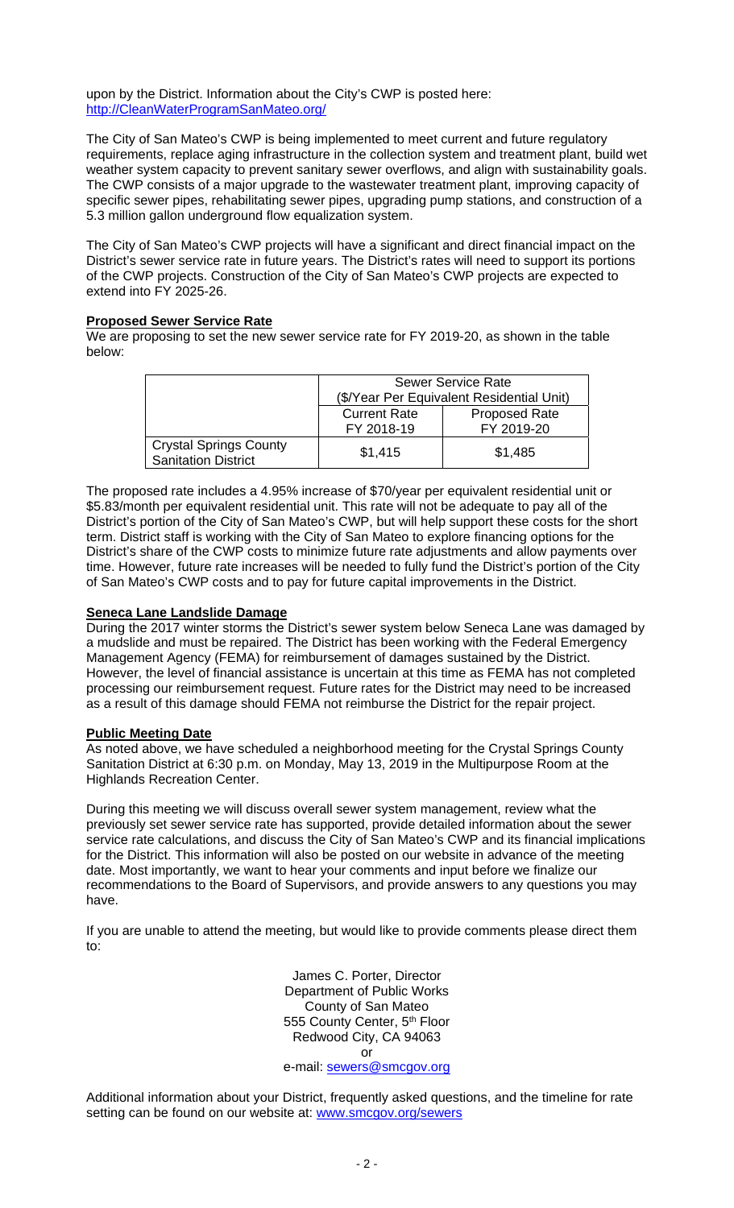upon by the District. Information about the City's CWP is posted here: http://CleanWaterProgramSanMateo.org/

The City of San Mateo's CWP is being implemented to meet current and future regulatory requirements, replace aging infrastructure in the collection system and treatment plant, build wet weather system capacity to prevent sanitary sewer overflows, and align with sustainability goals. The CWP consists of a major upgrade to the wastewater treatment plant, improving capacity of specific sewer pipes, rehabilitating sewer pipes, upgrading pump stations, and construction of a 5.3 million gallon underground flow equalization system.

The City of San Mateo's CWP projects will have a significant and direct financial impact on the District's sewer service rate in future years. The District's rates will need to support its portions of the CWP projects. Construction of the City of San Mateo's CWP projects are expected to extend into FY 2025-26.

**Proposed Sewer Service Rate**

We are proposing to set the new sewer service rate for FY 2019-20, as shown in the table below:

| | Sewer Service Rate (\$/Year Per Equivalent Residential Unit) | |
|---|---|---|
| | Current Rate FY 2018-19 | Proposed Rate FY 2019-20 |
| Crystal Springs County Sanitation District | \$1,415 | \$1,485 |

The proposed rate includes a 4.95% increase of \$70/year per equivalent residential unit or \$5.83/month per equivalent residential unit. This rate will not be adequate to pay all of the District's portion of the City of San Mateo's CWP, but will help support these costs for the short term. District staff is working with the City of San Mateo to explore financing options for the District's share of the CWP costs to minimize future rate adjustments and allow payments over time. However, future rate increases will be needed to fully fund the District's portion of the City of San Mateo's CWP costs and to pay for future capital improvements in the District.

**Seneca Lane Landslide Damage**

During the 2017 winter storms the District's sewer system below Seneca Lane was damaged by a mudslide and must be repaired. The District has been working with the Federal Emergency Management Agency (FEMA) for reimbursement of damages sustained by the District. However, the level of financial assistance is uncertain at this time as FEMA has not completed processing our reimbursement request. Future rates for the District may need to be increased as a result of this damage should FEMA not reimburse the District for the repair project.

**Public Meeting Date**

As noted above, we have scheduled a neighborhood meeting for the Crystal Springs County Sanitation District at 6:30 p.m. on Monday, May 13, 2019 in the Multipurpose Room at the Highlands Recreation Center.

During this meeting we will discuss overall sewer system management, review what the previously set sewer service rate has supported, provide detailed information about the sewer service rate calculations, and discuss the City of San Mateo's CWP and its financial implications for the District. This information will also be posted on our website in advance of the meeting date. Most importantly, we want to hear your comments and input before we finalize our recommendations to the Board of Supervisors, and provide answers to any questions you may have.

If you are unable to attend the meeting, but would like to provide comments please direct them to:

James C. Porter, Director
Department of Public Works
County of San Mateo
555 County Center, 5th Floor
Redwood City, CA 94063
or
e-mail: sewers@smcgov.org

Additional information about your District, frequently asked questions, and the timeline for rate setting can be found on our website at: www.smcgov.org/sewers